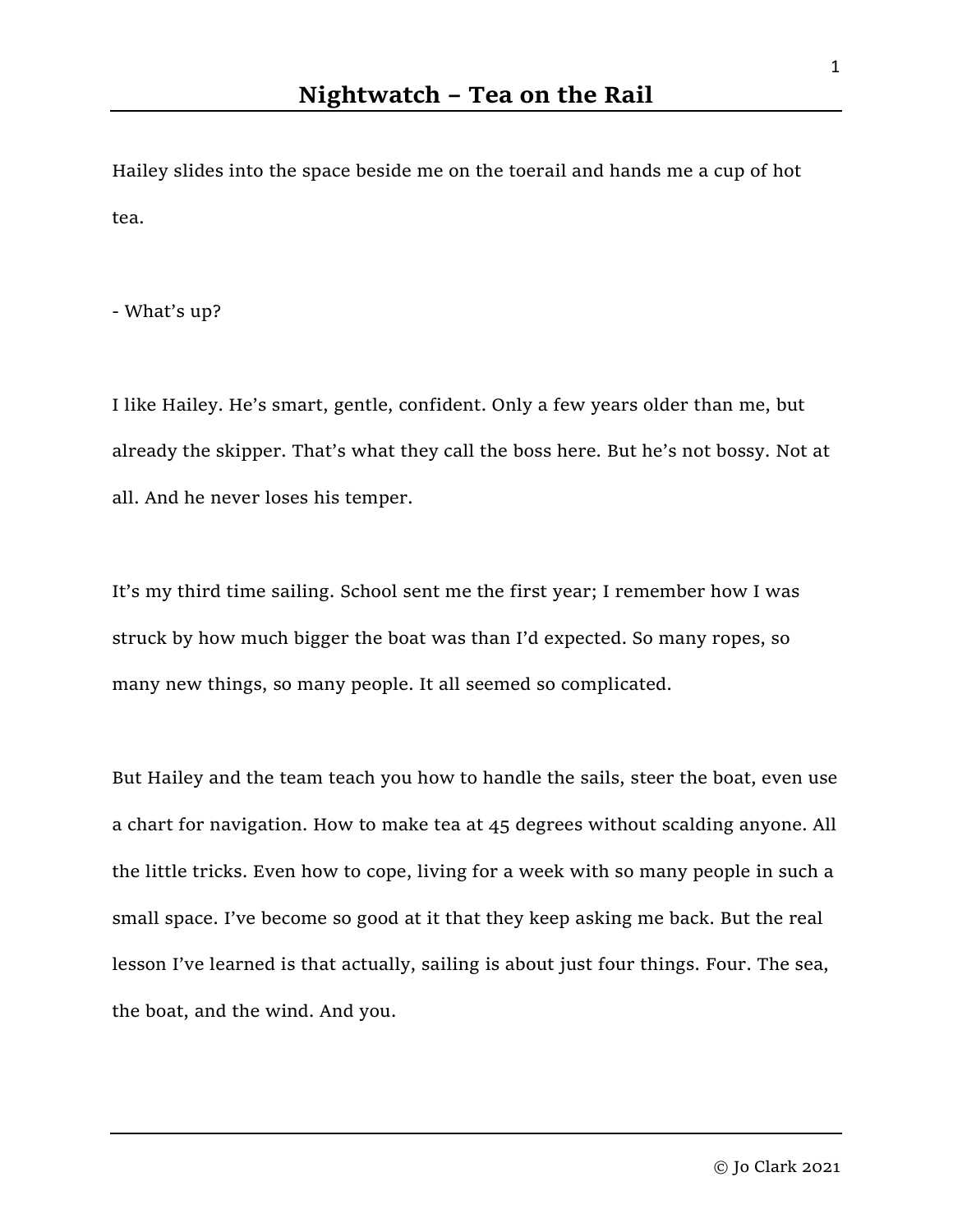# Nightwatch – Tea on the Rail

Hailey slides into the space beside me on the toerail and hands me a cup of hot tea.

- What's up?

I like Hailey. He's smart, gentle, confident. Only a few years older than me, but already the skipper. That's what they call the boss here. But he's not bossy. Not at all. And he never loses his temper.

It's my third time sailing. School sent me the first year; I remember how I was struck by how much bigger the boat was than I'd expected. So many ropes, so many new things, so many people. It all seemed so complicated.

But Hailey and the team teach you how to handle the sails, steer the boat, even use a chart for navigation. How to make tea at 45 degrees without scalding anyone. All the little tricks. Even how to cope, living for a week with so many people in such a small space. I've become so good at it that they keep asking me back. But the real lesson I've learned is that actually, sailing is about just four things. Four. The sea, the boat, and the wind. And you.

© Jo Clark 2021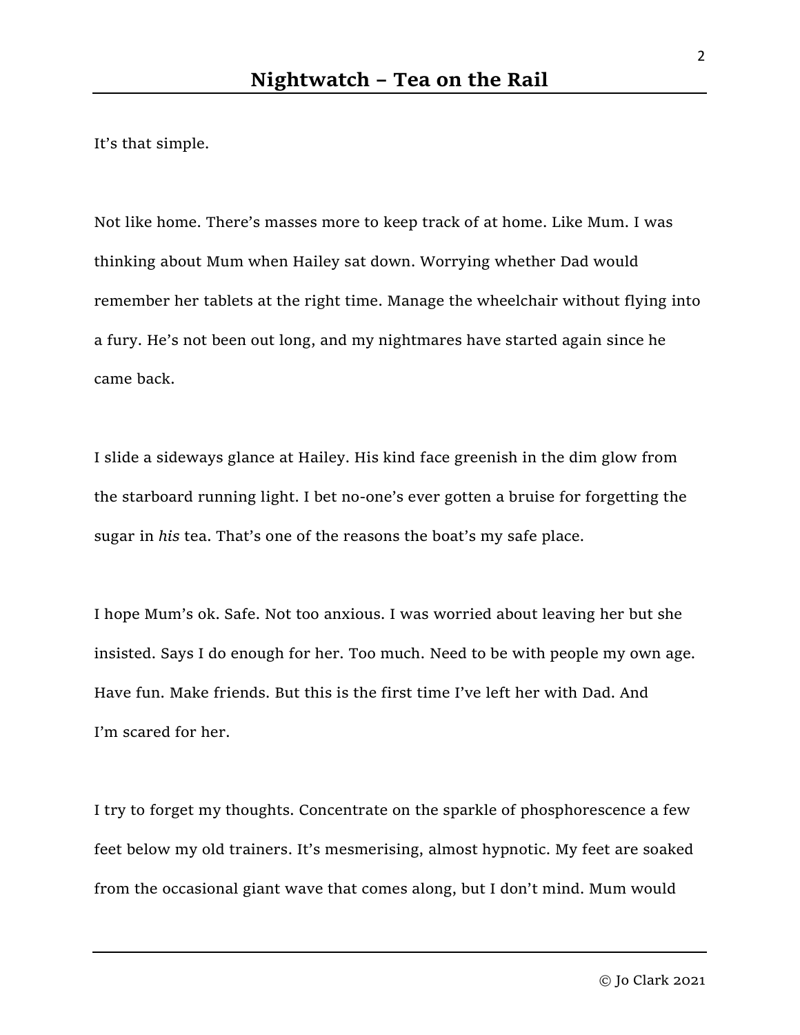It's that simple.

Not like home. There's masses more to keep track of at home. Like Mum. I was thinking about Mum when Hailey sat down. Worrying whether Dad would remember her tablets at the right time. Manage the wheelchair without flying into a fury. He's not been out long, and my nightmares have started again since he came back.

I slide a sideways glance at Hailey. His kind face greenish in the dim glow from the starboard running light. I bet no-one's ever gotten a bruise for forgetting the sugar in *his* tea. That's one of the reasons the boat's my safe place.

I hope Mum's ok. Safe. Not too anxious. I was worried about leaving her but she insisted. Says I do enough for her. Too much. Need to be with people my own age. Have fun. Make friends. But this is the first time I've left her with Dad. And I'm scared for her.

I try to forget my thoughts. Concentrate on the sparkle of phosphorescence a few feet below my old trainers. It's mesmerising, almost hypnotic. My feet are soaked from the occasional giant wave that comes along, but I don't mind. Mum would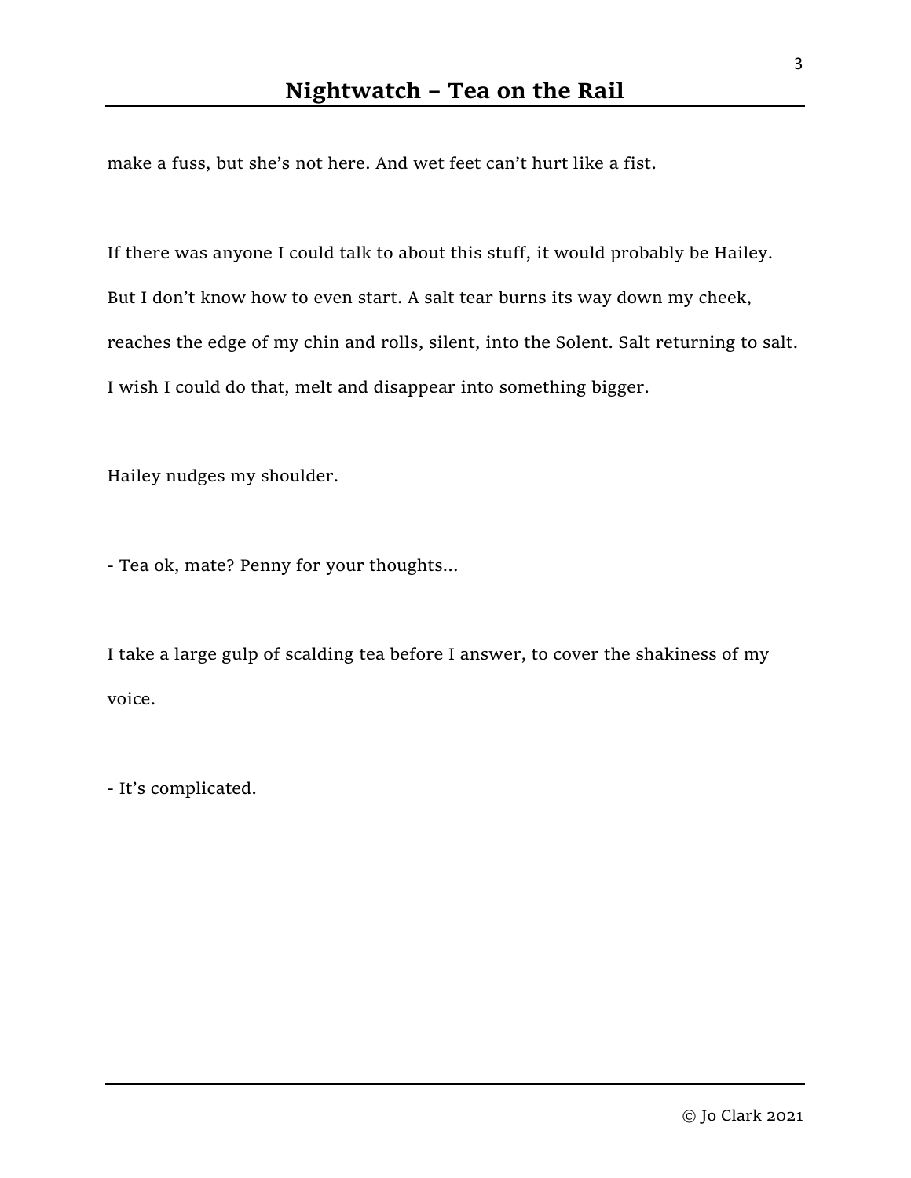make a fuss, but she's not here. And wet feet can't hurt like a fist.

If there was anyone I could talk to about this stuff, it would probably be Hailey. But I don't know how to even start. A salt tear burns its way down my cheek, reaches the edge of my chin and rolls, silent, into the Solent. Salt returning to salt. I wish I could do that, melt and disappear into something bigger.

Hailey nudges my shoulder.

- Tea ok, mate? Penny for your thoughts...

I take a large gulp of scalding tea before I answer, to cover the shakiness of my voice.

- It's complicated.